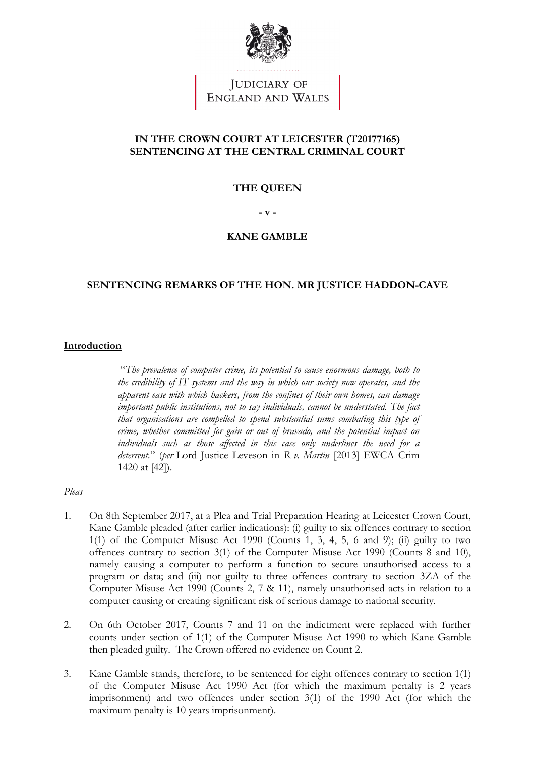JUDICIARY OF
ENGLAND AND WALES

**IN THE CROWN COURT AT LEICESTER (T20177165)**
**SENTENCING AT THE CENTRAL CRIMINAL COURT**

**THE QUEEN**

**- v -**

**KANE GAMBLE**

**SENTENCING REMARKS OF THE HON. MR JUSTICE HADDON-CAVE**

## Introduction

> "*The prevalence of computer crime, its potential to cause enormous damage, both to the credibility of IT systems and the way in which our society now operates, and the apparent ease with which hackers, from the confines of their own homes, can damage important public institutions, not to say individuals, cannot be understated. The fact that organisations are compelled to spend substantial sums combating this type of crime, whether committed for gain or out of bravado, and the potential impact on individuals such as those affected in this case only underlines the need for a deterrent.*" (*per* Lord Justice Leveson in *R v. Martin* [2013] EWCA Crim 1420 at [42]).

### *Pleas*

1. On 8th September 2017, at a Plea and Trial Preparation Hearing at Leicester Crown Court, Kane Gamble pleaded (after earlier indications): (i) guilty to six offences contrary to section 1(1) of the Computer Misuse Act 1990 (Counts 1, 3, 4, 5, 6 and 9); (ii) guilty to two offences contrary to section 3(1) of the Computer Misuse Act 1990 (Counts 8 and 10), namely causing a computer to perform a function to secure unauthorised access to a program or data; and (iii) not guilty to three offences contrary to section 3ZA of the Computer Misuse Act 1990 (Counts 2, 7 & 11), namely unauthorised acts in relation to a computer causing or creating significant risk of serious damage to national security.

2. On 6th October 2017, Counts 7 and 11 on the indictment were replaced with further counts under section of 1(1) of the Computer Misuse Act 1990 to which Kane Gamble then pleaded guilty. The Crown offered no evidence on Count 2.

3. Kane Gamble stands, therefore, to be sentenced for eight offences contrary to section 1(1) of the Computer Misuse Act 1990 Act (for which the maximum penalty is 2 years imprisonment) and two offences under section 3(1) of the 1990 Act (for which the maximum penalty is 10 years imprisonment).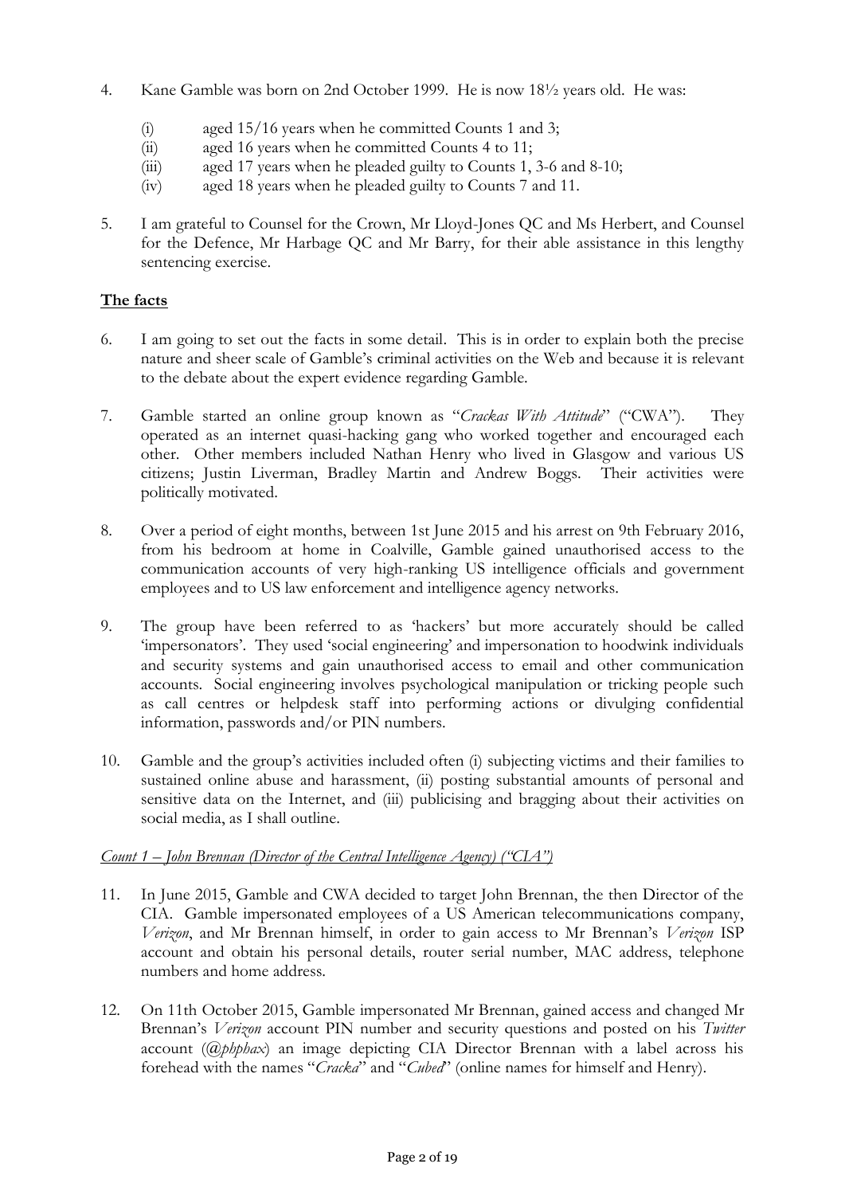4. Kane Gamble was born on 2nd October 1999. He is now 18½ years old. He was:

   (i) aged 15/16 years when he committed Counts 1 and 3;
   (ii) aged 16 years when he committed Counts 4 to 11;
   (iii) aged 17 years when he pleaded guilty to Counts 1, 3-6 and 8-10;
   (iv) aged 18 years when he pleaded guilty to Counts 7 and 11.

5. I am grateful to Counsel for the Crown, Mr Lloyd-Jones QC and Ms Herbert, and Counsel for the Defence, Mr Harbage QC and Mr Barry, for their able assistance in this lengthy sentencing exercise.

## The facts

6. I am going to set out the facts in some detail. This is in order to explain both the precise nature and sheer scale of Gamble's criminal activities on the Web and because it is relevant to the debate about the expert evidence regarding Gamble.

7. Gamble started an online group known as "*Crackas With Attitude*" ("CWA"). They operated as an internet quasi-hacking gang who worked together and encouraged each other. Other members included Nathan Henry who lived in Glasgow and various US citizens; Justin Liverman, Bradley Martin and Andrew Boggs. Their activities were politically motivated.

8. Over a period of eight months, between 1st June 2015 and his arrest on 9th February 2016, from his bedroom at home in Coalville, Gamble gained unauthorised access to the communication accounts of very high-ranking US intelligence officials and government employees and to US law enforcement and intelligence agency networks.

9. The group have been referred to as 'hackers' but more accurately should be called 'impersonators'. They used 'social engineering' and impersonation to hoodwink individuals and security systems and gain unauthorised access to email and other communication accounts. Social engineering involves psychological manipulation or tricking people such as call centres or helpdesk staff into performing actions or divulging confidential information, passwords and/or PIN numbers.

10. Gamble and the group's activities included often (i) subjecting victims and their families to sustained online abuse and harassment, (ii) posting substantial amounts of personal and sensitive data on the Internet, and (iii) publicising and bragging about their activities on social media, as I shall outline.

*Count 1 – John Brennan (Director of the Central Intelligence Agency) ("CIA")*

11. In June 2015, Gamble and CWA decided to target John Brennan, the then Director of the CIA. Gamble impersonated employees of a US American telecommunications company, *Verizon*, and Mr Brennan himself, in order to gain access to Mr Brennan's *Verizon* ISP account and obtain his personal details, router serial number, MAC address, telephone numbers and home address.

12. On 11th October 2015, Gamble impersonated Mr Brennan, gained access and changed Mr Brennan's *Verizon* account PIN number and security questions and posted on his *Twitter* account (*@phphax*) an image depicting CIA Director Brennan with a label across his forehead with the names "*Cracka*" and "*Cubed*" (online names for himself and Henry).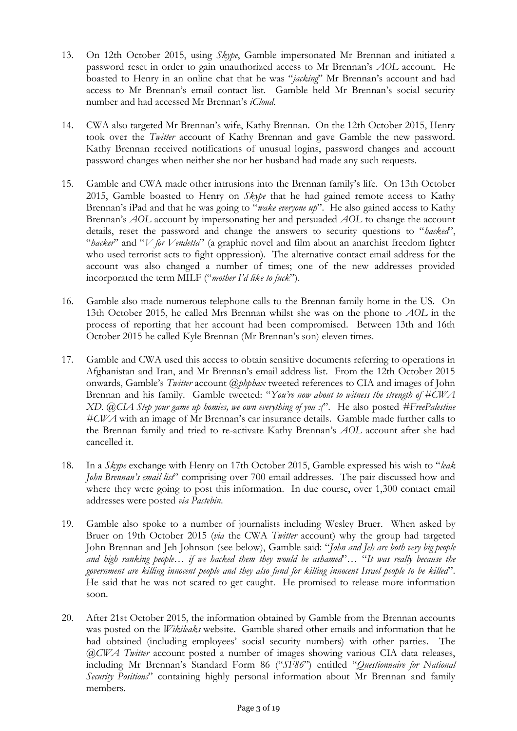13. On 12th October 2015, using *Skype*, Gamble impersonated Mr Brennan and initiated a password reset in order to gain unauthorized access to Mr Brennan's *AOL* account. He boasted to Henry in an online chat that he was "*jacking*" Mr Brennan's account and had access to Mr Brennan's email contact list. Gamble held Mr Brennan's social security number and had accessed Mr Brennan's *iCloud*.

14. CWA also targeted Mr Brennan's wife, Kathy Brennan. On the 12th October 2015, Henry took over the *Twitter* account of Kathy Brennan and gave Gamble the new password. Kathy Brennan received notifications of unusual logins, password changes and account password changes when neither she nor her husband had made any such requests.

15. Gamble and CWA made other intrusions into the Brennan family's life. On 13th October 2015, Gamble boasted to Henry on *Skype* that he had gained remote access to Kathy Brennan's iPad and that he was going to "*wake everyone up*". He also gained access to Kathy Brennan's *AOL* account by impersonating her and persuaded *AOL* to change the account details, reset the password and change the answers to security questions to "*hacked*", "*hacker*" and "*V for Vendetta*" (a graphic novel and film about an anarchist freedom fighter who used terrorist acts to fight oppression). The alternative contact email address for the account was also changed a number of times; one of the new addresses provided incorporated the term MILF ("*mother I'd like to fuck*").

16. Gamble also made numerous telephone calls to the Brennan family home in the US. On 13th October 2015, he called Mrs Brennan whilst she was on the phone to *AOL* in the process of reporting that her account had been compromised. Between 13th and 16th October 2015 he called Kyle Brennan (Mr Brennan's son) eleven times.

17. Gamble and CWA used this access to obtain sensitive documents referring to operations in Afghanistan and Iran, and Mr Brennan's email address list. From the 12th October 2015 onwards, Gamble's *Twitter* account *@phphax* tweeted references to CIA and images of John Brennan and his family. Gamble tweeted: "*You're now about to witness the strength of #CWA XD. @CIA Step your game up homies, we own everything of you :(*". He also posted *#FreePalestine #CWA* with an image of Mr Brennan's car insurance details. Gamble made further calls to the Brennan family and tried to re-activate Kathy Brennan's *AOL* account after she had cancelled it.

18. In a *Skype* exchange with Henry on 17th October 2015, Gamble expressed his wish to "*leak John Brennan's email list*" comprising over 700 email addresses. The pair discussed how and where they were going to post this information. In due course, over 1,300 contact email addresses were posted *via Pastebin*.

19. Gamble also spoke to a number of journalists including Wesley Bruer. When asked by Bruer on 19th October 2015 (*via* the CWA *Twitter* account) why the group had targeted John Brennan and Jeh Johnson (see below), Gamble said: "*John and Jeh are both very big people and high ranking people… if we hacked them they would be ashamed*"… "*It was really because the government are killing innocent people and they also fund for killing innocent Israel people to be killed*". He said that he was not scared to get caught. He promised to release more information soon.

20. After 21st October 2015, the information obtained by Gamble from the Brennan accounts was posted on the *Wikileaks* website. Gamble shared other emails and information that he had obtained (including employees' social security numbers) with other parties. The *@CWA Twitter* account posted a number of images showing various CIA data releases, including Mr Brennan's Standard Form 86 ("*SF86*") entitled "*Questionnaire for National Security Positions*" containing highly personal information about Mr Brennan and family members.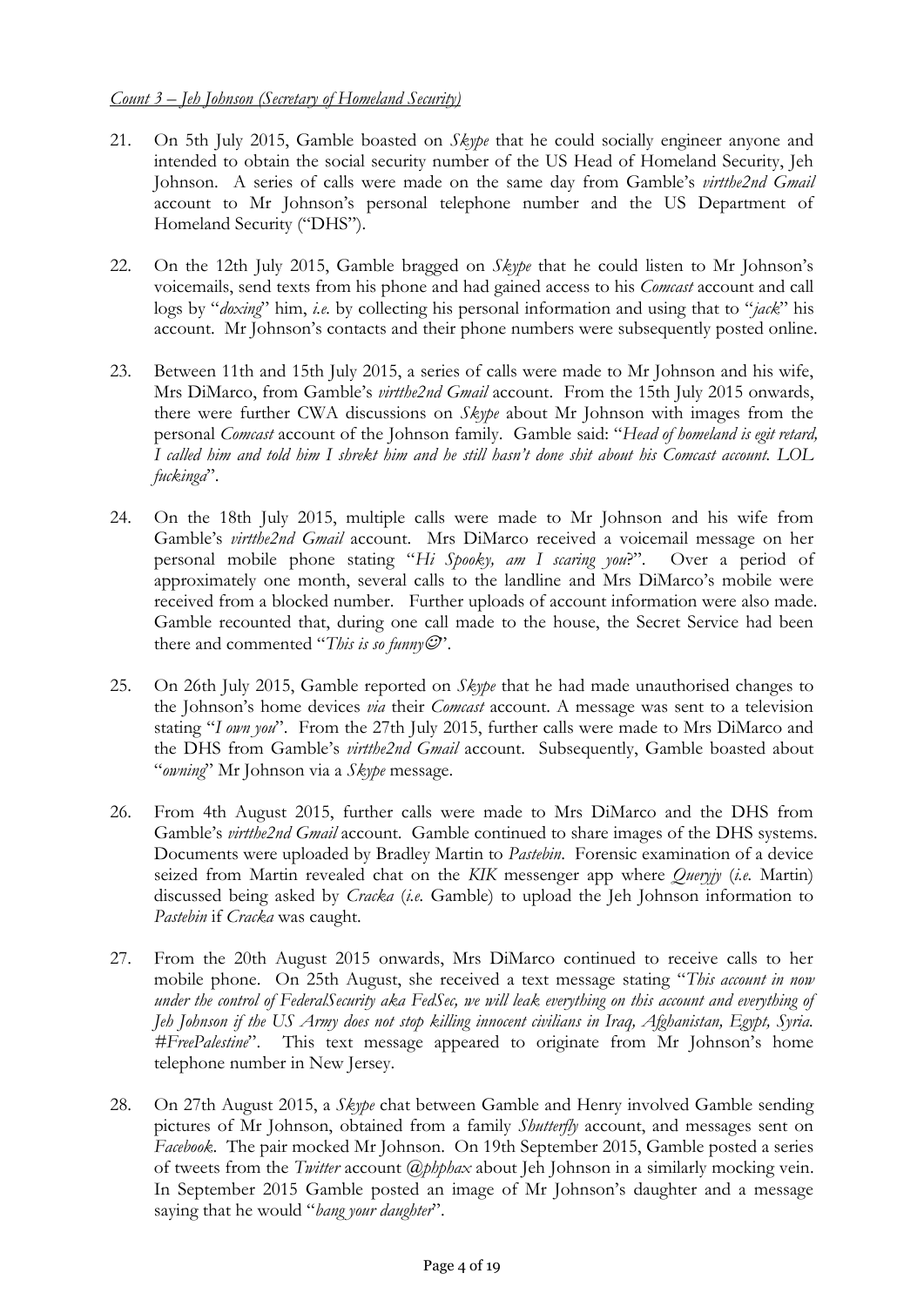*Count 3 – Jeh Johnson (Secretary of Homeland Security)*

21. On 5th July 2015, Gamble boasted on *Skype* that he could socially engineer anyone and intended to obtain the social security number of the US Head of Homeland Security, Jeh Johnson. A series of calls were made on the same day from Gamble's *virtthe2nd Gmail* account to Mr Johnson's personal telephone number and the US Department of Homeland Security ("DHS").

22. On the 12th July 2015, Gamble bragged on *Skype* that he could listen to Mr Johnson's voicemails, send texts from his phone and had gained access to his *Comcast* account and call logs by "*doxing*" him, *i.e.* by collecting his personal information and using that to "*jack*" his account. Mr Johnson's contacts and their phone numbers were subsequently posted online.

23. Between 11th and 15th July 2015, a series of calls were made to Mr Johnson and his wife, Mrs DiMarco, from Gamble's *virtthe2nd Gmail* account. From the 15th July 2015 onwards, there were further CWA discussions on *Skype* about Mr Johnson with images from the personal *Comcast* account of the Johnson family. Gamble said: "*Head of homeland is egit retard, I called him and told him I shrekt him and he still hasn't done shit about his Comcast account. LOL fuckinga*".

24. On the 18th July 2015, multiple calls were made to Mr Johnson and his wife from Gamble's *virtthe2nd Gmail* account. Mrs DiMarco received a voicemail message on her personal mobile phone stating "*Hi Spooky, am I scaring you*?". Over a period of approximately one month, several calls to the landline and Mrs DiMarco's mobile were received from a blocked number. Further uploads of account information were also made. Gamble recounted that, during one call made to the house, the Secret Service had been there and commented "*This is so funny☺*".

25. On 26th July 2015, Gamble reported on *Skype* that he had made unauthorised changes to the Johnson's home devices *via* their *Comcast* account. A message was sent to a television stating "*I own you*". From the 27th July 2015, further calls were made to Mrs DiMarco and the DHS from Gamble's *virtthe2nd Gmail* account. Subsequently, Gamble boasted about "*owning*" Mr Johnson via a *Skype* message.

26. From 4th August 2015, further calls were made to Mrs DiMarco and the DHS from Gamble's *virtthe2nd Gmail* account. Gamble continued to share images of the DHS systems. Documents were uploaded by Bradley Martin to *Pastebin*. Forensic examination of a device seized from Martin revealed chat on the *KIK* messenger app where *Queryjy* (*i.e.* Martin) discussed being asked by *Cracka* (*i.e.* Gamble) to upload the Jeh Johnson information to *Pastebin* if *Cracka* was caught.

27. From the 20th August 2015 onwards, Mrs DiMarco continued to receive calls to her mobile phone. On 25th August, she received a text message stating "*This account in now under the control of FederalSecurity aka FedSec, we will leak everything on this account and everything of Jeh Johnson if the US Army does not stop killing innocent civilians in Iraq, Afghanistan, Egypt, Syria. #FreePalestine*". This text message appeared to originate from Mr Johnson's home telephone number in New Jersey.

28. On 27th August 2015, a *Skype* chat between Gamble and Henry involved Gamble sending pictures of Mr Johnson, obtained from a family *Shutterfly* account, and messages sent on *Facebook*. The pair mocked Mr Johnson. On 19th September 2015, Gamble posted a series of tweets from the *Twitter* account *@phphax* about Jeh Johnson in a similarly mocking vein. In September 2015 Gamble posted an image of Mr Johnson's daughter and a message saying that he would "*bang your daughter*".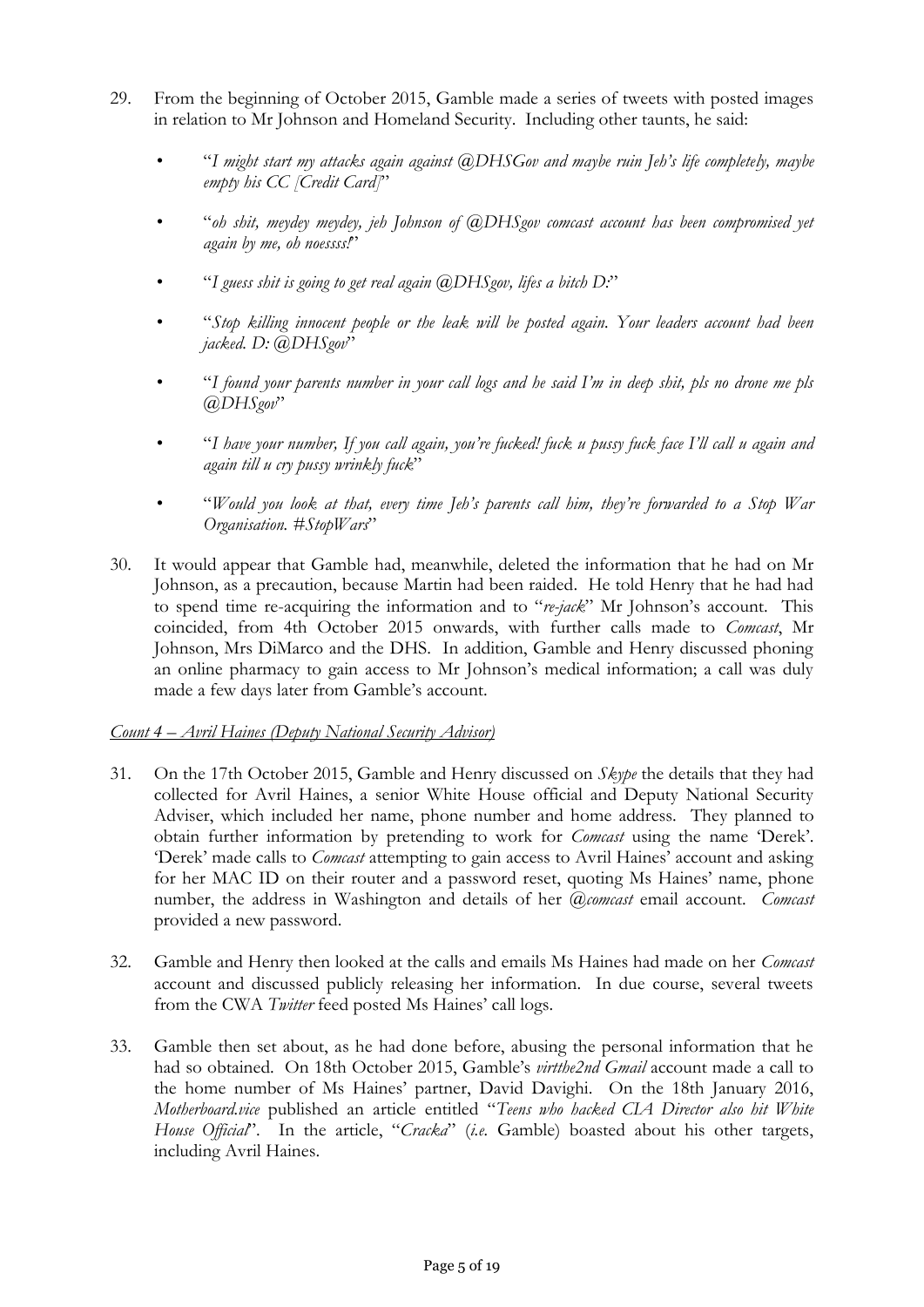29. From the beginning of October 2015, Gamble made a series of tweets with posted images in relation to Mr Johnson and Homeland Security. Including other taunts, he said:

    - "*I might start my attacks again against @DHSGov and maybe ruin Jeh's life completely, maybe empty his CC [Credit Card]*"
    - "*oh shit, meydey meydey, jeh Johnson of @DHSgov comcast account has been compromised yet again by me, oh noessss!*"
    - "*I guess shit is going to get real again @DHSgov, lifes a bitch D:*"
    - "*Stop killing innocent people or the leak will be posted again. Your leaders account had been jacked. D: @DHSgov*"
    - "*I found your parents number in your call logs and he said I'm in deep shit, pls no drone me pls @DHSgov*"
    - "*I have your number, If you call again, you're fucked! fuck u pussy fuck face I'll call u again and again till u cry pussy wrinkly fuck*"
    - "*Would you look at that, every time Jeh's parents call him, they're forwarded to a Stop War Organisation. #StopWars*"

30. It would appear that Gamble had, meanwhile, deleted the information that he had on Mr Johnson, as a precaution, because Martin had been raided. He told Henry that he had had to spend time re-acquiring the information and to "*re-jack*" Mr Johnson's account. This coincided, from 4th October 2015 onwards, with further calls made to *Comcast*, Mr Johnson, Mrs DiMarco and the DHS. In addition, Gamble and Henry discussed phoning an online pharmacy to gain access to Mr Johnson's medical information; a call was duly made a few days later from Gamble's account.

<u>*Count 4 – Avril Haines (Deputy National Security Advisor)*</u>

31. On the 17th October 2015, Gamble and Henry discussed on *Skype* the details that they had collected for Avril Haines, a senior White House official and Deputy National Security Adviser, which included her name, phone number and home address. They planned to obtain further information by pretending to work for *Comcast* using the name 'Derek'. 'Derek' made calls to *Comcast* attempting to gain access to Avril Haines' account and asking for her MAC ID on their router and a password reset, quoting Ms Haines' name, phone number, the address in Washington and details of her *@comcast* email account. *Comcast* provided a new password.

32. Gamble and Henry then looked at the calls and emails Ms Haines had made on her *Comcast* account and discussed publicly releasing her information. In due course, several tweets from the CWA *Twitter* feed posted Ms Haines' call logs.

33. Gamble then set about, as he had done before, abusing the personal information that he had so obtained. On 18th October 2015, Gamble's *virtthe2nd Gmail* account made a call to the home number of Ms Haines' partner, David Davighi. On the 18th January 2016, *Motherboard.vice* published an article entitled "*Teens who hacked CIA Director also hit White House Official*". In the article, "*Cracka*" (*i.e.* Gamble) boasted about his other targets, including Avril Haines.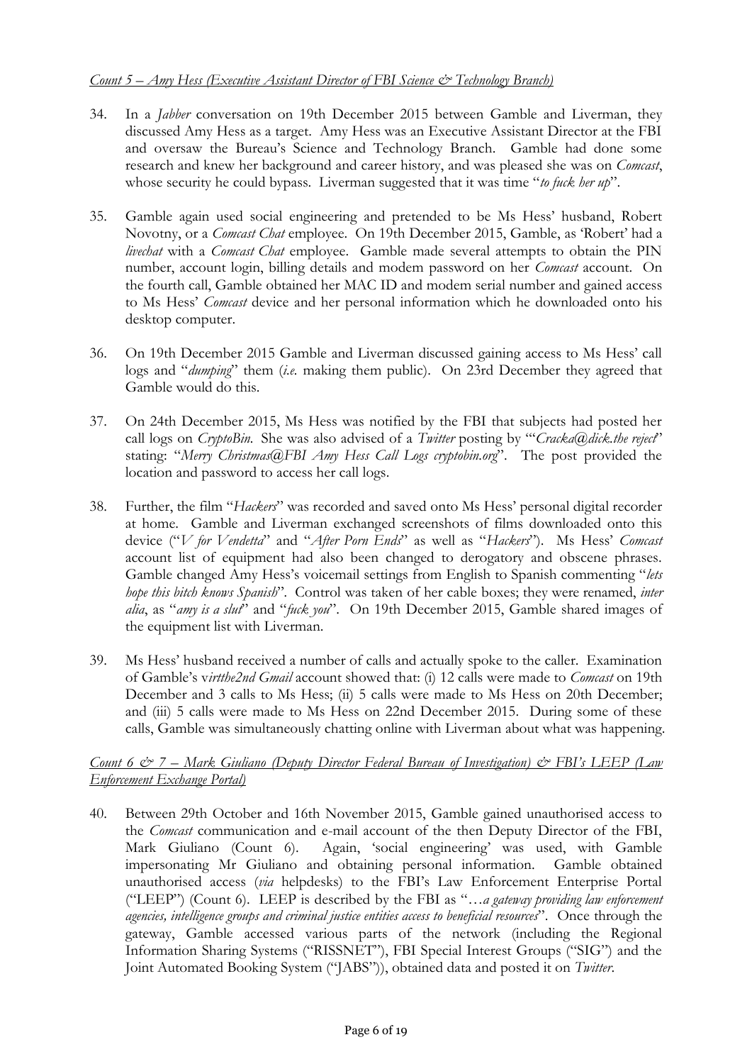*Count 5 – Amy Hess (Executive Assistant Director of FBI Science & Technology Branch)*

34. In a *Jabber* conversation on 19th December 2015 between Gamble and Liverman, they discussed Amy Hess as a target. Amy Hess was an Executive Assistant Director at the FBI and oversaw the Bureau's Science and Technology Branch. Gamble had done some research and knew her background and career history, and was pleased she was on *Comcast*, whose security he could bypass. Liverman suggested that it was time "*to fuck her up*".

35. Gamble again used social engineering and pretended to be Ms Hess' husband, Robert Novotny, or a *Comcast Chat* employee. On 19th December 2015, Gamble, as 'Robert' had a *livechat* with a *Comcast Chat* employee. Gamble made several attempts to obtain the PIN number, account login, billing details and modem password on her *Comcast* account. On the fourth call, Gamble obtained her MAC ID and modem serial number and gained access to Ms Hess' *Comcast* device and her personal information which he downloaded onto his desktop computer.

36. On 19th December 2015 Gamble and Liverman discussed gaining access to Ms Hess' call logs and "*dumping*" them (*i.e.* making them public). On 23rd December they agreed that Gamble would do this.

37. On 24th December 2015, Ms Hess was notified by the FBI that subjects had posted her call logs on *CryptoBin*. She was also advised of a *Twitter* posting by "'*Cracka@dick.the reject*" stating: "*Merry Christmas@FBI Amy Hess Call Logs cryptobin.org*". The post provided the location and password to access her call logs.

38. Further, the film "*Hackers*" was recorded and saved onto Ms Hess' personal digital recorder at home. Gamble and Liverman exchanged screenshots of films downloaded onto this device ("*V for Vendetta*" and "*After Porn Ends*" as well as "*Hackers*"). Ms Hess' *Comcast* account list of equipment had also been changed to derogatory and obscene phrases. Gamble changed Amy Hess's voicemail settings from English to Spanish commenting "*lets hope this bitch knows Spanish*". Control was taken of her cable boxes; they were renamed, *inter alia*, as "*amy is a slut*" and "*fuck you*". On 19th December 2015, Gamble shared images of the equipment list with Liverman.

39. Ms Hess' husband received a number of calls and actually spoke to the caller. Examination of Gamble's v*irtthe2nd Gmail* account showed that: (i) 12 calls were made to *Comcast* on 19th December and 3 calls to Ms Hess; (ii) 5 calls were made to Ms Hess on 20th December; and (iii) 5 calls were made to Ms Hess on 22nd December 2015. During some of these calls, Gamble was simultaneously chatting online with Liverman about what was happening.

*Count 6 & 7 – Mark Giuliano (Deputy Director Federal Bureau of Investigation) & FBI's LEEP (Law Enforcement Exchange Portal)*

40. Between 29th October and 16th November 2015, Gamble gained unauthorised access to the *Comcast* communication and e-mail account of the then Deputy Director of the FBI, Mark Giuliano (Count 6). Again, 'social engineering' was used, with Gamble impersonating Mr Giuliano and obtaining personal information. Gamble obtained unauthorised access (*via* helpdesks) to the FBI's Law Enforcement Enterprise Portal ("LEEP") (Count 6). LEEP is described by the FBI as "…*a gateway providing law enforcement agencies, intelligence groups and criminal justice entities access to beneficial resources*". Once through the gateway, Gamble accessed various parts of the network (including the Regional Information Sharing Systems ("RISSNET"), FBI Special Interest Groups ("SIG") and the Joint Automated Booking System ("JABS")), obtained data and posted it on *Twitter*.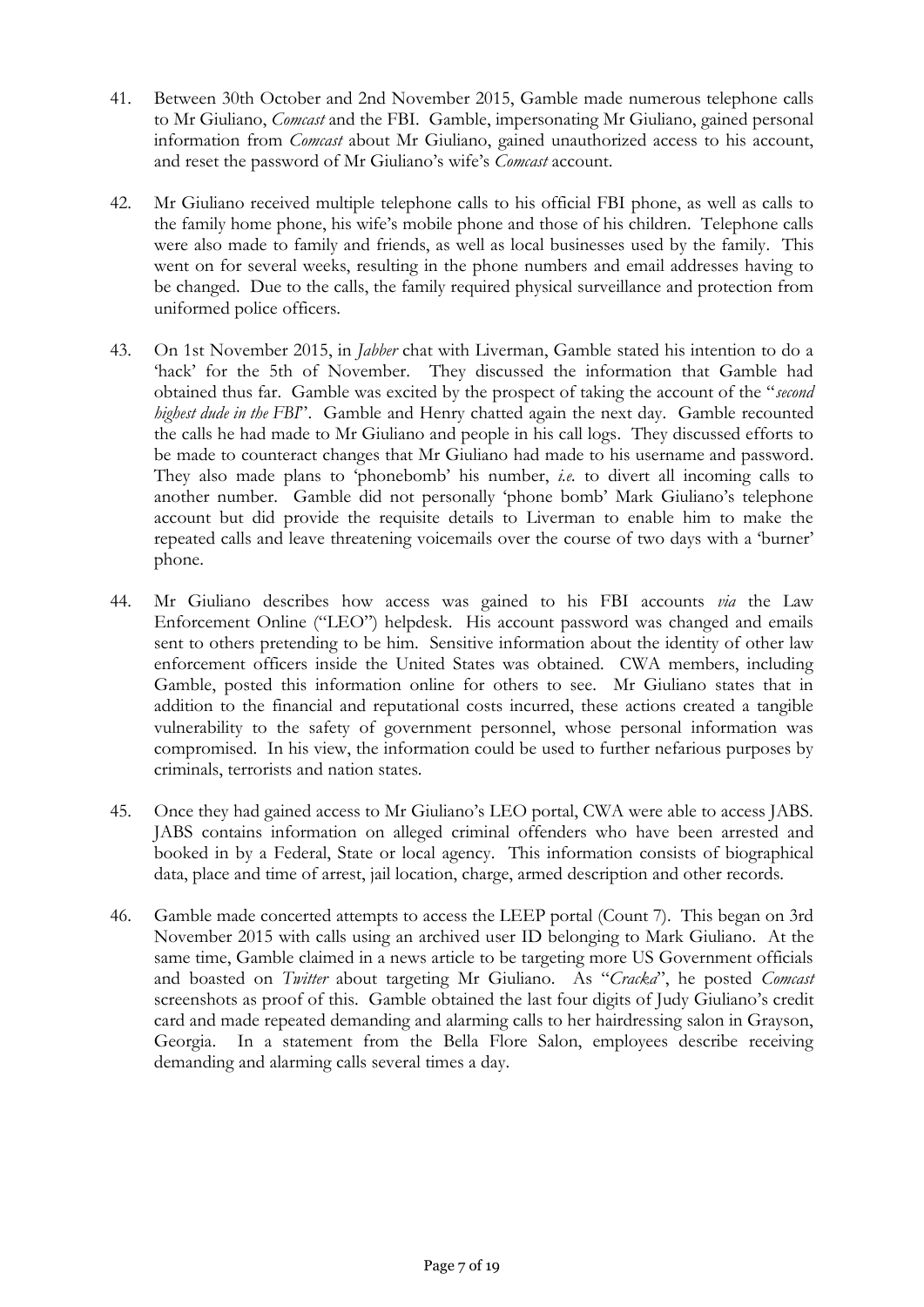41. Between 30th October and 2nd November 2015, Gamble made numerous telephone calls to Mr Giuliano, *Comcast* and the FBI. Gamble, impersonating Mr Giuliano, gained personal information from *Comcast* about Mr Giuliano, gained unauthorized access to his account, and reset the password of Mr Giuliano's wife's *Comcast* account.

42. Mr Giuliano received multiple telephone calls to his official FBI phone, as well as calls to the family home phone, his wife's mobile phone and those of his children. Telephone calls were also made to family and friends, as well as local businesses used by the family. This went on for several weeks, resulting in the phone numbers and email addresses having to be changed. Due to the calls, the family required physical surveillance and protection from uniformed police officers.

43. On 1st November 2015, in *Jabber* chat with Liverman, Gamble stated his intention to do a 'hack' for the 5th of November. They discussed the information that Gamble had obtained thus far. Gamble was excited by the prospect of taking the account of the "*second highest dude in the FBI*". Gamble and Henry chatted again the next day. Gamble recounted the calls he had made to Mr Giuliano and people in his call logs. They discussed efforts to be made to counteract changes that Mr Giuliano had made to his username and password. They also made plans to 'phonebomb' his number, *i.e.* to divert all incoming calls to another number. Gamble did not personally 'phone bomb' Mark Giuliano's telephone account but did provide the requisite details to Liverman to enable him to make the repeated calls and leave threatening voicemails over the course of two days with a 'burner' phone.

44. Mr Giuliano describes how access was gained to his FBI accounts *via* the Law Enforcement Online ("LEO") helpdesk. His account password was changed and emails sent to others pretending to be him. Sensitive information about the identity of other law enforcement officers inside the United States was obtained. CWA members, including Gamble, posted this information online for others to see. Mr Giuliano states that in addition to the financial and reputational costs incurred, these actions created a tangible vulnerability to the safety of government personnel, whose personal information was compromised. In his view, the information could be used to further nefarious purposes by criminals, terrorists and nation states.

45. Once they had gained access to Mr Giuliano's LEO portal, CWA were able to access JABS. JABS contains information on alleged criminal offenders who have been arrested and booked in by a Federal, State or local agency. This information consists of biographical data, place and time of arrest, jail location, charge, armed description and other records.

46. Gamble made concerted attempts to access the LEEP portal (Count 7). This began on 3rd November 2015 with calls using an archived user ID belonging to Mark Giuliano. At the same time, Gamble claimed in a news article to be targeting more US Government officials and boasted on *Twitter* about targeting Mr Giuliano. As "*Cracka*", he posted *Comcast* screenshots as proof of this. Gamble obtained the last four digits of Judy Giuliano's credit card and made repeated demanding and alarming calls to her hairdressing salon in Grayson, Georgia. In a statement from the Bella Flore Salon, employees describe receiving demanding and alarming calls several times a day.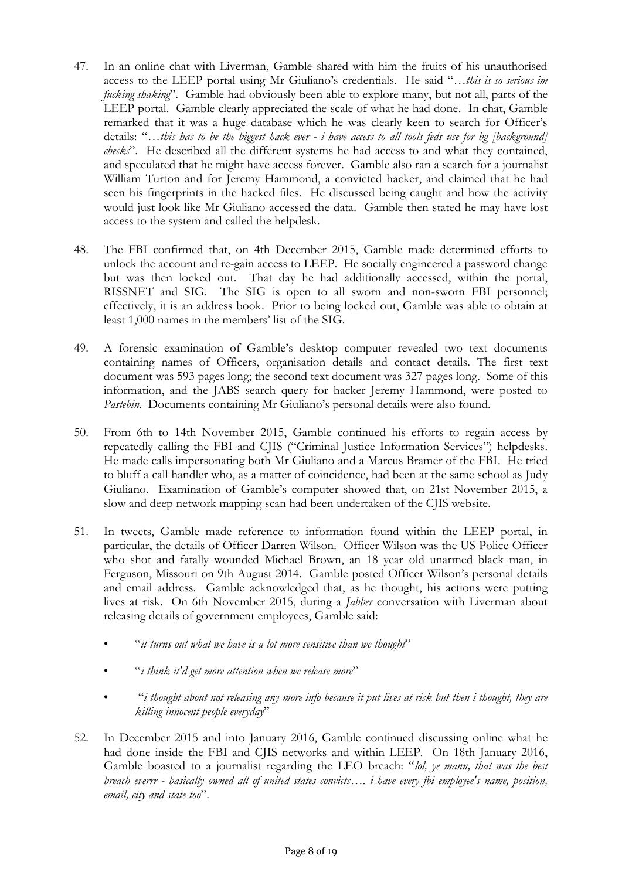47. In an online chat with Liverman, Gamble shared with him the fruits of his unauthorised access to the LEEP portal using Mr Giuliano's credentials. He said "*…this is so serious im fucking shaking*". Gamble had obviously been able to explore many, but not all, parts of the LEEP portal. Gamble clearly appreciated the scale of what he had done. In chat, Gamble remarked that it was a huge database which he was clearly keen to search for Officer's details: "*…this has to be the biggest hack ever - i have access to all tools feds use for bg [background] checks*". He described all the different systems he had access to and what they contained, and speculated that he might have access forever. Gamble also ran a search for a journalist William Turton and for Jeremy Hammond, a convicted hacker, and claimed that he had seen his fingerprints in the hacked files. He discussed being caught and how the activity would just look like Mr Giuliano accessed the data. Gamble then stated he may have lost access to the system and called the helpdesk.

48. The FBI confirmed that, on 4th December 2015, Gamble made determined efforts to unlock the account and re-gain access to LEEP. He socially engineered a password change but was then locked out. That day he had additionally accessed, within the portal, RISSNET and SIG. The SIG is open to all sworn and non-sworn FBI personnel; effectively, it is an address book. Prior to being locked out, Gamble was able to obtain at least 1,000 names in the members' list of the SIG.

49. A forensic examination of Gamble's desktop computer revealed two text documents containing names of Officers, organisation details and contact details. The first text document was 593 pages long; the second text document was 327 pages long. Some of this information, and the JABS search query for hacker Jeremy Hammond, were posted to *Pastebin*. Documents containing Mr Giuliano's personal details were also found.

50. From 6th to 14th November 2015, Gamble continued his efforts to regain access by repeatedly calling the FBI and CJIS ("Criminal Justice Information Services") helpdesks. He made calls impersonating both Mr Giuliano and a Marcus Bramer of the FBI. He tried to bluff a call handler who, as a matter of coincidence, had been at the same school as Judy Giuliano. Examination of Gamble's computer showed that, on 21st November 2015, a slow and deep network mapping scan had been undertaken of the CJIS website.

51. In tweets, Gamble made reference to information found within the LEEP portal, in particular, the details of Officer Darren Wilson. Officer Wilson was the US Police Officer who shot and fatally wounded Michael Brown, an 18 year old unarmed black man, in Ferguson, Missouri on 9th August 2014. Gamble posted Officer Wilson's personal details and email address. Gamble acknowledged that, as he thought, his actions were putting lives at risk. On 6th November 2015, during a *Jabber* conversation with Liverman about releasing details of government employees, Gamble said:

   - "*it turns out what we have is a lot more sensitive than we thought*"
   - "*i think it'd get more attention when we release more*"
   - "*i thought about not releasing any more info because it put lives at risk but then i thought, they are killing innocent people everyday*"

52. In December 2015 and into January 2016, Gamble continued discussing online what he had done inside the FBI and CJIS networks and within LEEP. On 18th January 2016, Gamble boasted to a journalist regarding the LEO breach: "*lol, ye mann, that was the best breach everrr - basically owned all of united states convicts…. i have every fbi employee's name, position, email, city and state too*".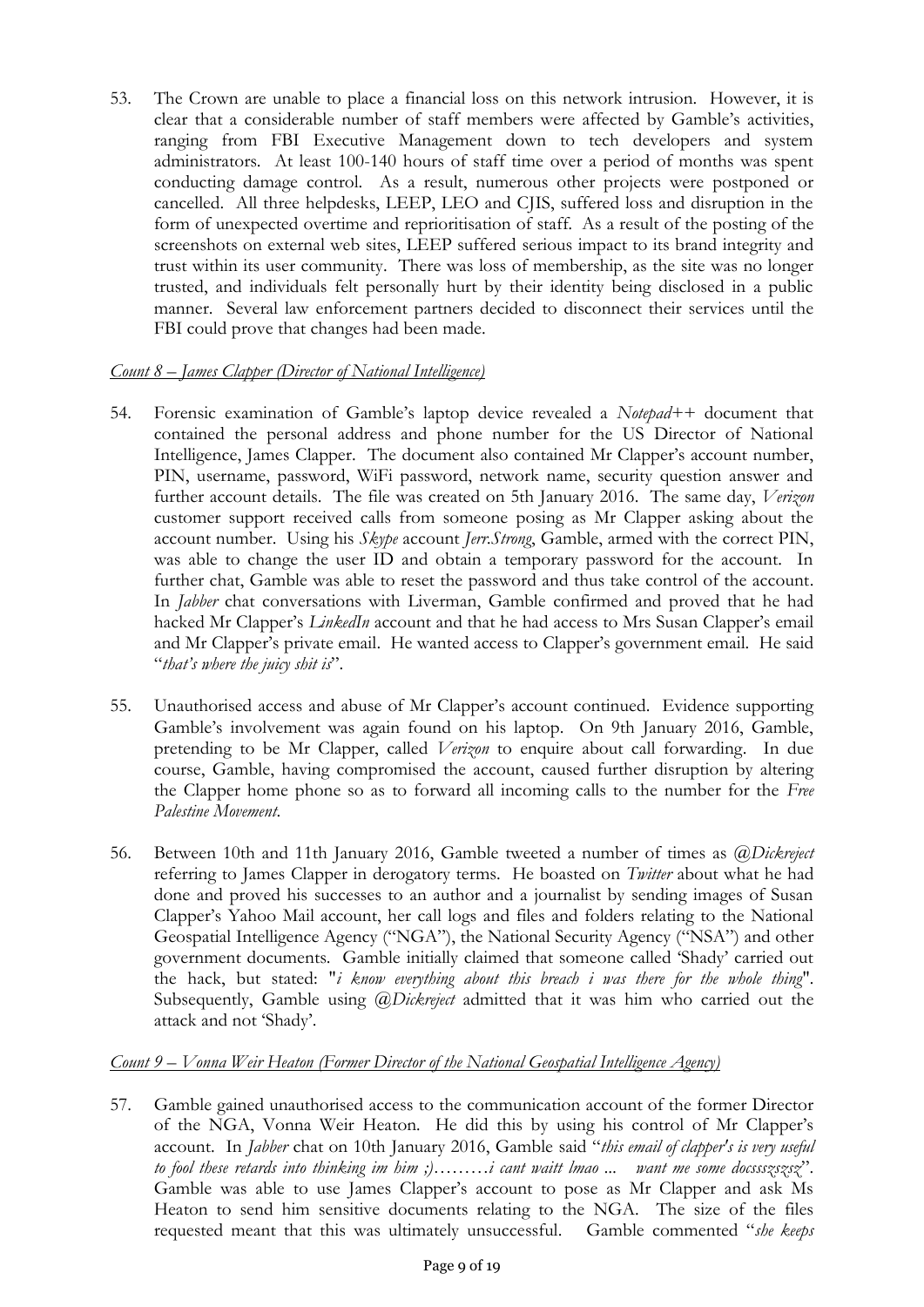53. The Crown are unable to place a financial loss on this network intrusion. However, it is clear that a considerable number of staff members were affected by Gamble's activities, ranging from FBI Executive Management down to tech developers and system administrators. At least 100-140 hours of staff time over a period of months was spent conducting damage control. As a result, numerous other projects were postponed or cancelled. All three helpdesks, LEEP, LEO and CJIS, suffered loss and disruption in the form of unexpected overtime and reprioritisation of staff. As a result of the posting of the screenshots on external web sites, LEEP suffered serious impact to its brand integrity and trust within its user community. There was loss of membership, as the site was no longer trusted, and individuals felt personally hurt by their identity being disclosed in a public manner. Several law enforcement partners decided to disconnect their services until the FBI could prove that changes had been made.

*Count 8 – James Clapper (Director of National Intelligence)*

54. Forensic examination of Gamble's laptop device revealed a *Notepad++* document that contained the personal address and phone number for the US Director of National Intelligence, James Clapper. The document also contained Mr Clapper's account number, PIN, username, password, WiFi password, network name, security question answer and further account details. The file was created on 5th January 2016. The same day, *Verizon* customer support received calls from someone posing as Mr Clapper asking about the account number. Using his *Skype* account *Jerr.Strong*, Gamble, armed with the correct PIN, was able to change the user ID and obtain a temporary password for the account. In further chat, Gamble was able to reset the password and thus take control of the account. In *Jabber* chat conversations with Liverman, Gamble confirmed and proved that he had hacked Mr Clapper's *LinkedIn* account and that he had access to Mrs Susan Clapper's email and Mr Clapper's private email. He wanted access to Clapper's government email. He said "*that's where the juicy shit is*".

55. Unauthorised access and abuse of Mr Clapper's account continued. Evidence supporting Gamble's involvement was again found on his laptop. On 9th January 2016, Gamble, pretending to be Mr Clapper, called *Verizon* to enquire about call forwarding. In due course, Gamble, having compromised the account, caused further disruption by altering the Clapper home phone so as to forward all incoming calls to the number for the *Free Palestine Movement*.

56. Between 10th and 11th January 2016, Gamble tweeted a number of times as *@Dickreject* referring to James Clapper in derogatory terms. He boasted on *Twitter* about what he had done and proved his successes to an author and a journalist by sending images of Susan Clapper's Yahoo Mail account, her call logs and files and folders relating to the National Geospatial Intelligence Agency ("NGA"), the National Security Agency ("NSA") and other government documents. Gamble initially claimed that someone called 'Shady' carried out the hack, but stated: "*i know everything about this breach i was there for the whole thing*". Subsequently, Gamble using *@Dickreject* admitted that it was him who carried out the attack and not 'Shady'.

*Count 9 – Vonna Weir Heaton (Former Director of the National Geospatial Intelligence Agency)*

57. Gamble gained unauthorised access to the communication account of the former Director of the NGA, Vonna Weir Heaton. He did this by using his control of Mr Clapper's account. In *Jabber* chat on 10th January 2016, Gamble said "*this email of clapper's is very useful to fool these retards into thinking im him ;)………i cant waitt lmao ... want me some docsssszszsz*". Gamble was able to use James Clapper's account to pose as Mr Clapper and ask Ms Heaton to send him sensitive documents relating to the NGA. The size of the files requested meant that this was ultimately unsuccessful. Gamble commented "*she keeps*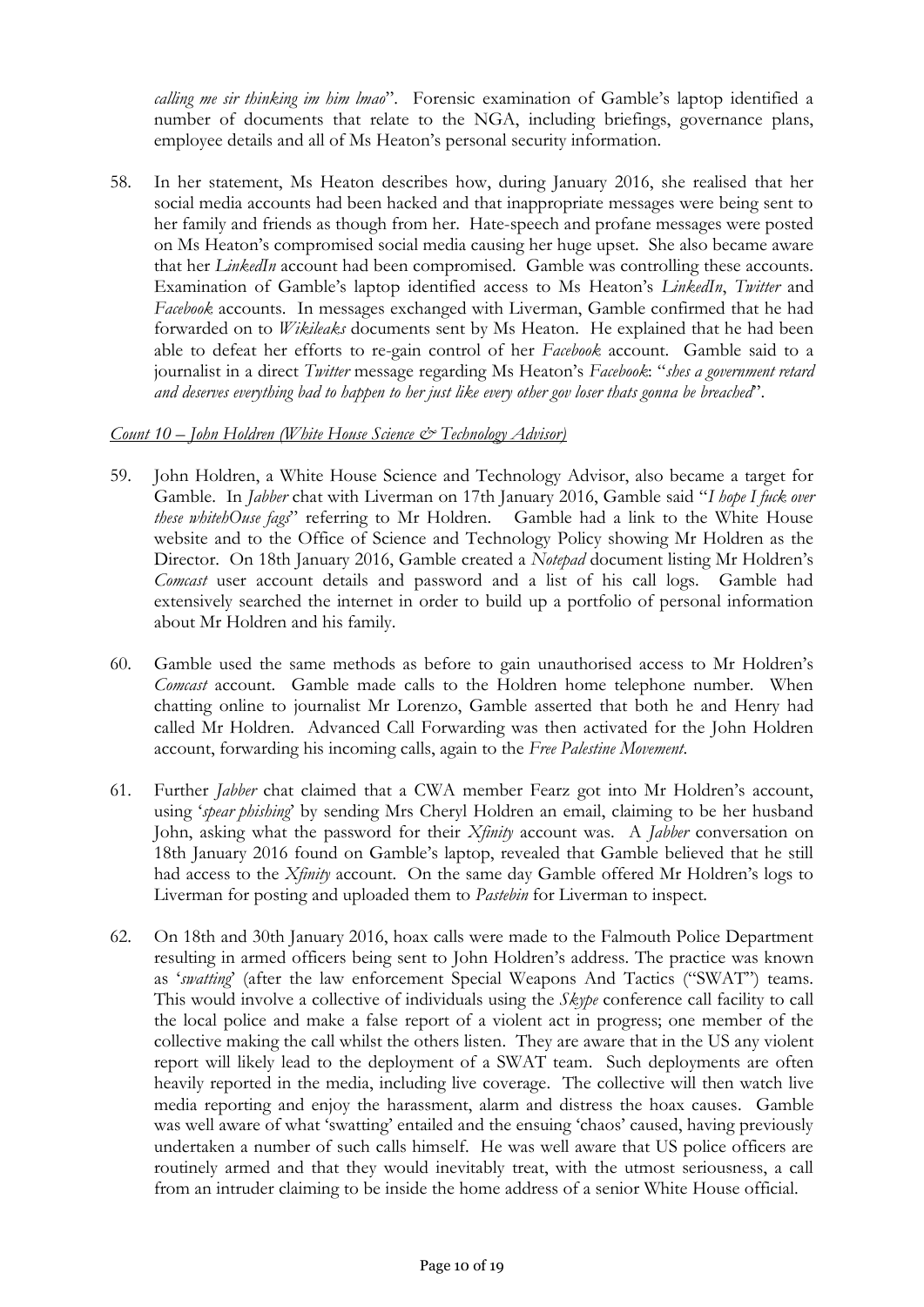*calling me sir thinking im him lmao*". Forensic examination of Gamble's laptop identified a number of documents that relate to the NGA, including briefings, governance plans, employee details and all of Ms Heaton's personal security information.

58. In her statement, Ms Heaton describes how, during January 2016, she realised that her social media accounts had been hacked and that inappropriate messages were being sent to her family and friends as though from her. Hate-speech and profane messages were posted on Ms Heaton's compromised social media causing her huge upset. She also became aware that her *LinkedIn* account had been compromised. Gamble was controlling these accounts. Examination of Gamble's laptop identified access to Ms Heaton's *LinkedIn*, *Twitter* and *Facebook* accounts. In messages exchanged with Liverman, Gamble confirmed that he had forwarded on to *Wikileaks* documents sent by Ms Heaton. He explained that he had been able to defeat her efforts to re-gain control of her *Facebook* account. Gamble said to a journalist in a direct *Twitter* message regarding Ms Heaton's *Facebook*: "*shes a government retard and deserves everything bad to happen to her just like every other gov loser thats gonna be breached*".

<u>*Count 10 – John Holdren (White House Science & Technology Advisor)*</u>

59. John Holdren, a White House Science and Technology Advisor, also became a target for Gamble. In *Jabber* chat with Liverman on 17th January 2016, Gamble said "*I hope I fuck over these whitehOuse fags*" referring to Mr Holdren. Gamble had a link to the White House website and to the Office of Science and Technology Policy showing Mr Holdren as the Director. On 18th January 2016, Gamble created a *Notepad* document listing Mr Holdren's *Comcast* user account details and password and a list of his call logs. Gamble had extensively searched the internet in order to build up a portfolio of personal information about Mr Holdren and his family.

60. Gamble used the same methods as before to gain unauthorised access to Mr Holdren's *Comcast* account. Gamble made calls to the Holdren home telephone number. When chatting online to journalist Mr Lorenzo, Gamble asserted that both he and Henry had called Mr Holdren. Advanced Call Forwarding was then activated for the John Holdren account, forwarding his incoming calls, again to the *Free Palestine Movement*.

61. Further *Jabber* chat claimed that a CWA member Fearz got into Mr Holdren's account, using '*spear phishing*' by sending Mrs Cheryl Holdren an email, claiming to be her husband John, asking what the password for their *Xfinity* account was. A *Jabber* conversation on 18th January 2016 found on Gamble's laptop, revealed that Gamble believed that he still had access to the *Xfinity* account. On the same day Gamble offered Mr Holdren's logs to Liverman for posting and uploaded them to *Pastebin* for Liverman to inspect.

62. On 18th and 30th January 2016, hoax calls were made to the Falmouth Police Department resulting in armed officers being sent to John Holdren's address. The practice was known as '*swatting*' (after the law enforcement Special Weapons And Tactics ("SWAT") teams. This would involve a collective of individuals using the *Skype* conference call facility to call the local police and make a false report of a violent act in progress; one member of the collective making the call whilst the others listen. They are aware that in the US any violent report will likely lead to the deployment of a SWAT team. Such deployments are often heavily reported in the media, including live coverage. The collective will then watch live media reporting and enjoy the harassment, alarm and distress the hoax causes. Gamble was well aware of what 'swatting' entailed and the ensuing 'chaos' caused, having previously undertaken a number of such calls himself. He was well aware that US police officers are routinely armed and that they would inevitably treat, with the utmost seriousness, a call from an intruder claiming to be inside the home address of a senior White House official.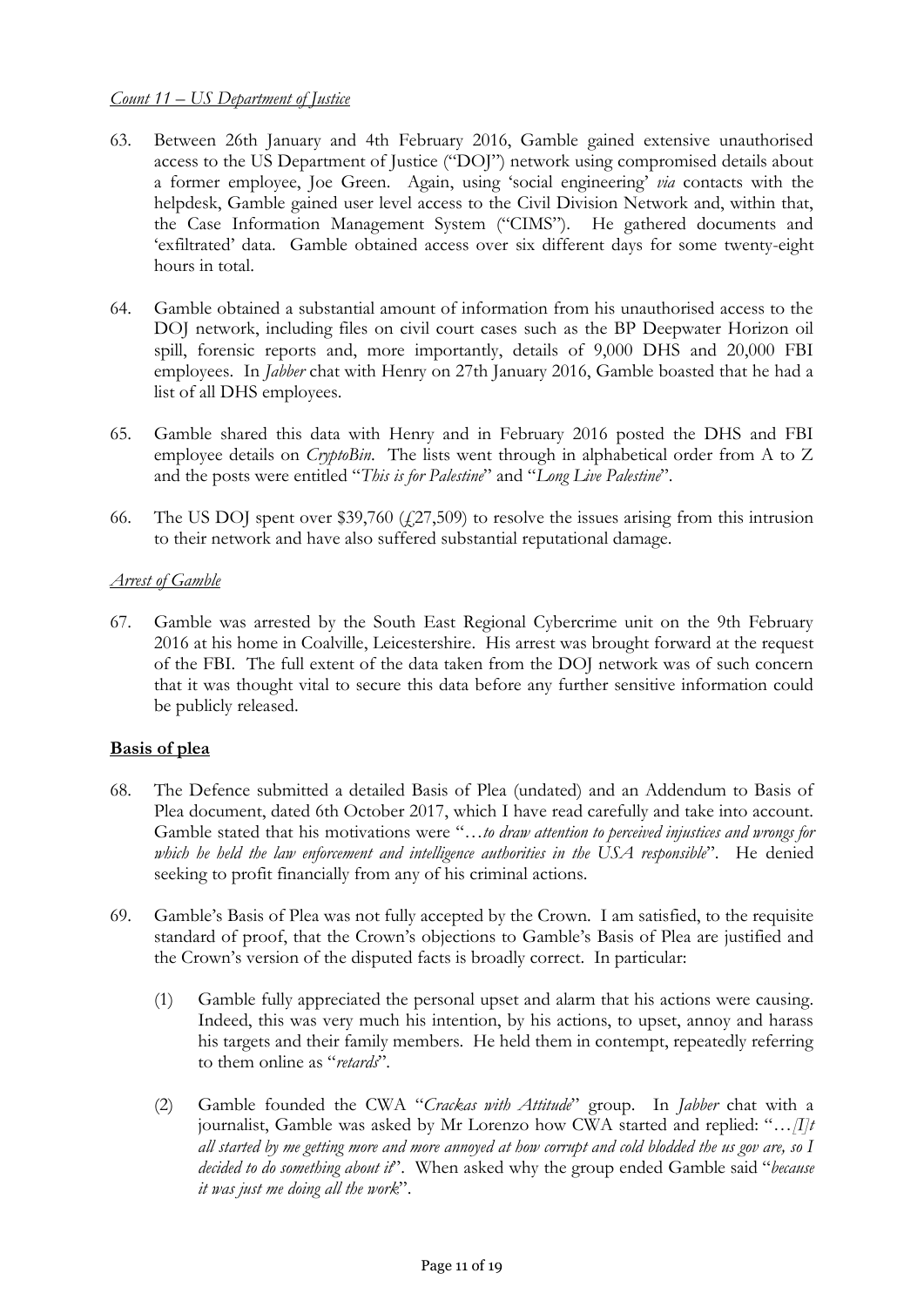*Count 11 – US Department of Justice*

63. Between 26th January and 4th February 2016, Gamble gained extensive unauthorised access to the US Department of Justice ("DOJ") network using compromised details about a former employee, Joe Green. Again, using 'social engineering' *via* contacts with the helpdesk, Gamble gained user level access to the Civil Division Network and, within that, the Case Information Management System ("CIMS"). He gathered documents and 'exfiltrated' data. Gamble obtained access over six different days for some twenty-eight hours in total.

64. Gamble obtained a substantial amount of information from his unauthorised access to the DOJ network, including files on civil court cases such as the BP Deepwater Horizon oil spill, forensic reports and, more importantly, details of 9,000 DHS and 20,000 FBI employees. In *Jabber* chat with Henry on 27th January 2016, Gamble boasted that he had a list of all DHS employees.

65. Gamble shared this data with Henry and in February 2016 posted the DHS and FBI employee details on *CryptoBin*. The lists went through in alphabetical order from A to Z and the posts were entitled "*This is for Palestine*" and "*Long Live Palestine*".

66. The US DOJ spent over $39,760 (£27,509) to resolve the issues arising from this intrusion to their network and have also suffered substantial reputational damage.

*Arrest of Gamble*

67. Gamble was arrested by the South East Regional Cybercrime unit on the 9th February 2016 at his home in Coalville, Leicestershire. His arrest was brought forward at the request of the FBI. The full extent of the data taken from the DOJ network was of such concern that it was thought vital to secure this data before any further sensitive information could be publicly released.

**Basis of plea**

68. The Defence submitted a detailed Basis of Plea (undated) and an Addendum to Basis of Plea document, dated 6th October 2017, which I have read carefully and take into account. Gamble stated that his motivations were "…*to draw attention to perceived injustices and wrongs for which he held the law enforcement and intelligence authorities in the USA responsible*". He denied seeking to profit financially from any of his criminal actions.

69. Gamble's Basis of Plea was not fully accepted by the Crown. I am satisfied, to the requisite standard of proof, that the Crown's objections to Gamble's Basis of Plea are justified and the Crown's version of the disputed facts is broadly correct. In particular:

    (1) Gamble fully appreciated the personal upset and alarm that his actions were causing. Indeed, this was very much his intention, by his actions, to upset, annoy and harass his targets and their family members. He held them in contempt, repeatedly referring to them online as "*retards*".

    (2) Gamble founded the CWA "*Crackas with Attitude*" group. In *Jabber* chat with a journalist, Gamble was asked by Mr Lorenzo how CWA started and replied: "…*[I]t all started by me getting more and more annoyed at how corrupt and cold blodded the us gov are, so I decided to do something about it*". When asked why the group ended Gamble said "*because it was just me doing all the work*".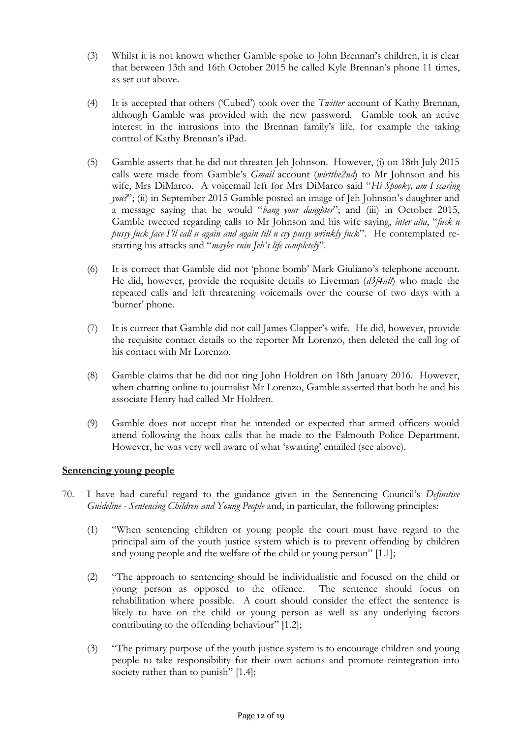(3) Whilst it is not known whether Gamble spoke to John Brennan's children, it is clear that between 13th and 16th October 2015 he called Kyle Brennan's phone 11 times, as set out above.

(4) It is accepted that others ('Cubed') took over the *Twitter* account of Kathy Brennan, although Gamble was provided with the new password. Gamble took an active interest in the intrusions into the Brennan family's life, for example the taking control of Kathy Brennan's iPad.

(5) Gamble asserts that he did not threaten Jeh Johnson. However, (i) on 18th July 2015 calls were made from Gamble's *Gmail* account (*wirtthe2nd*) to Mr Johnson and his wife, Mrs DiMarco. A voicemail left for Mrs DiMarco said "*Hi Spooky, am I scaring you?*"; (ii) in September 2015 Gamble posted an image of Jeh Johnson's daughter and a message saying that he would "*bang your daughter*"; and (iii) in October 2015, Gamble tweeted regarding calls to Mr Johnson and his wife saying, *inter alia*, "*fuck u pussy fuck face I'll call u again and again till u cry pussy wrinkly fuck*". He contemplated re-starting his attacks and "*maybe ruin Jeh's life completely*".

(6) It is correct that Gamble did not 'phone bomb' Mark Giuliano's telephone account. He did, however, provide the requisite details to Liverman (*d3f4ult*) who made the repeated calls and left threatening voicemails over the course of two days with a 'burner' phone.

(7) It is correct that Gamble did not call James Clapper's wife. He did, however, provide the requisite contact details to the reporter Mr Lorenzo, then deleted the call log of his contact with Mr Lorenzo.

(8) Gamble claims that he did not ring John Holdren on 18th January 2016. However, when chatting online to journalist Mr Lorenzo, Gamble asserted that both he and his associate Henry had called Mr Holdren.

(9) Gamble does not accept that he intended or expected that armed officers would attend following the hoax calls that he made to the Falmouth Police Department. However, he was very well aware of what 'swatting' entailed (see above).

## **Sentencing young people**

70. I have had careful regard to the guidance given in the Sentencing Council's *Definitive Guideline - Sentencing Children and Young People* and, in particular, the following principles:

    (1) "When sentencing children or young people the court must have regard to the principal aim of the youth justice system which is to prevent offending by children and young people and the welfare of the child or young person" [1.1];

    (2) "The approach to sentencing should be individualistic and focused on the child or young person as opposed to the offence. The sentence should focus on rehabilitation where possible. A court should consider the effect the sentence is likely to have on the child or young person as well as any underlying factors contributing to the offending behaviour" [1.2];

    (3) "The primary purpose of the youth justice system is to encourage children and young people to take responsibility for their own actions and promote reintegration into society rather than to punish" [1.4];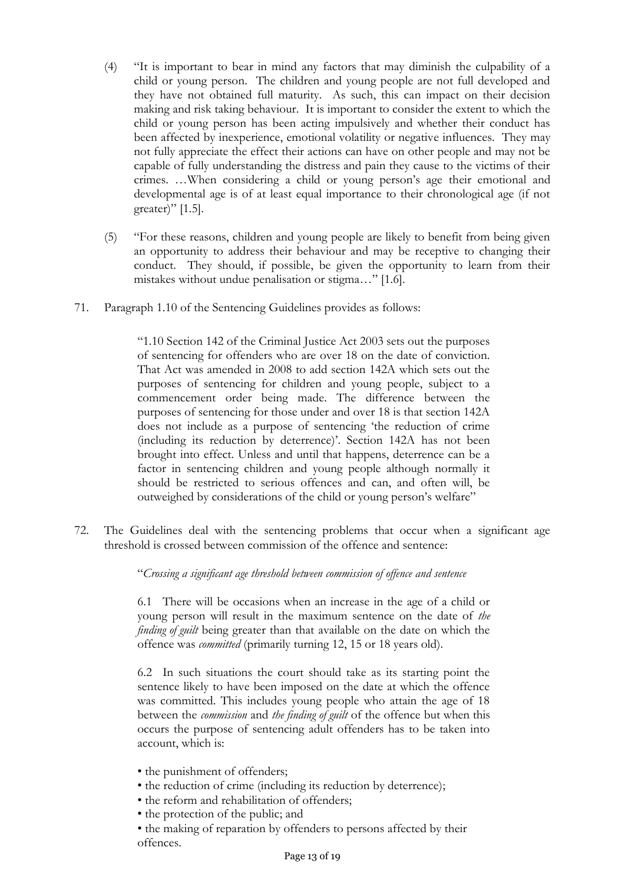(4) "It is important to bear in mind any factors that may diminish the culpability of a child or young person. The children and young people are not full developed and they have not obtained full maturity. As such, this can impact on their decision making and risk taking behaviour. It is important to consider the extent to which the child or young person has been acting impulsively and whether their conduct has been affected by inexperience, emotional volatility or negative influences. They may not fully appreciate the effect their actions can have on other people and may not be capable of fully understanding the distress and pain they cause to the victims of their crimes. …When considering a child or young person's age their emotional and developmental age is of at least equal importance to their chronological age (if not greater)" [1.5].

(5) "For these reasons, children and young people are likely to benefit from being given an opportunity to address their behaviour and may be receptive to changing their conduct. They should, if possible, be given the opportunity to learn from their mistakes without undue penalisation or stigma…" [1.6].

71. Paragraph 1.10 of the Sentencing Guidelines provides as follows:

> "1.10 Section 142 of the Criminal Justice Act 2003 sets out the purposes of sentencing for offenders who are over 18 on the date of conviction. That Act was amended in 2008 to add section 142A which sets out the purposes of sentencing for children and young people, subject to a commencement order being made. The difference between the purposes of sentencing for those under and over 18 is that section 142A does not include as a purpose of sentencing 'the reduction of crime (including its reduction by deterrence)'. Section 142A has not been brought into effect. Unless and until that happens, deterrence can be a factor in sentencing children and young people although normally it should be restricted to serious offences and can, and often will, be outweighed by considerations of the child or young person's welfare"

72. The Guidelines deal with the sentencing problems that occur when a significant age threshold is crossed between commission of the offence and sentence:

> "*Crossing a significant age threshold between commission of offence and sentence*
>
> 6.1 There will be occasions when an increase in the age of a child or young person will result in the maximum sentence on the date of *the finding of guilt* being greater than that available on the date on which the offence was *committed* (primarily turning 12, 15 or 18 years old).
>
> 6.2 In such situations the court should take as its starting point the sentence likely to have been imposed on the date at which the offence was committed. This includes young people who attain the age of 18 between the *commission* and *the finding of guilt* of the offence but when this occurs the purpose of sentencing adult offenders has to be taken into account, which is:
>
> - the punishment of offenders;
> - the reduction of crime (including its reduction by deterrence);
> - the reform and rehabilitation of offenders;
> - the protection of the public; and
> - the making of reparation by offenders to persons affected by their offences.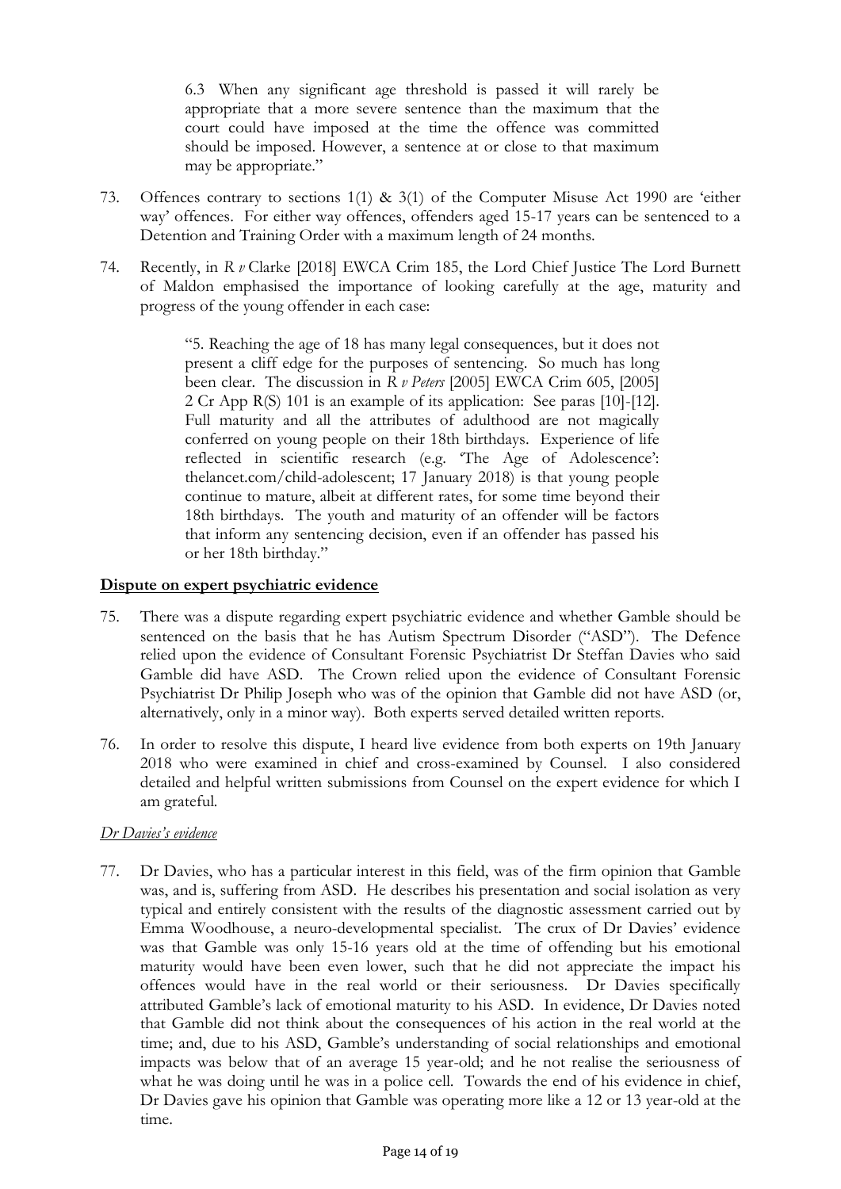> 6.3 When any significant age threshold is passed it will rarely be appropriate that a more severe sentence than the maximum that the court could have imposed at the time the offence was committed should be imposed. However, a sentence at or close to that maximum may be appropriate."

73. Offences contrary to sections 1(1) & 3(1) of the Computer Misuse Act 1990 are 'either way' offences. For either way offences, offenders aged 15-17 years can be sentenced to a Detention and Training Order with a maximum length of 24 months.

74. Recently, in *R v* Clarke [2018] EWCA Crim 185, the Lord Chief Justice The Lord Burnett of Maldon emphasised the importance of looking carefully at the age, maturity and progress of the young offender in each case:

> "5. Reaching the age of 18 has many legal consequences, but it does not present a cliff edge for the purposes of sentencing. So much has long been clear. The discussion in *R v Peters* [2005] EWCA Crim 605, [2005] 2 Cr App R(S) 101 is an example of its application: See paras [10]-[12]. Full maturity and all the attributes of adulthood are not magically conferred on young people on their 18th birthdays. Experience of life reflected in scientific research (e.g. 'The Age of Adolescence': thelancet.com/child-adolescent; 17 January 2018) is that young people continue to mature, albeit at different rates, for some time beyond their 18th birthdays. The youth and maturity of an offender will be factors that inform any sentencing decision, even if an offender has passed his or her 18th birthday."

## Dispute on expert psychiatric evidence

75. There was a dispute regarding expert psychiatric evidence and whether Gamble should be sentenced on the basis that he has Autism Spectrum Disorder ("ASD"). The Defence relied upon the evidence of Consultant Forensic Psychiatrist Dr Steffan Davies who said Gamble did have ASD. The Crown relied upon the evidence of Consultant Forensic Psychiatrist Dr Philip Joseph who was of the opinion that Gamble did not have ASD (or, alternatively, only in a minor way). Both experts served detailed written reports.

76. In order to resolve this dispute, I heard live evidence from both experts on 19th January 2018 who were examined in chief and cross-examined by Counsel. I also considered detailed and helpful written submissions from Counsel on the expert evidence for which I am grateful.

### *Dr Davies's evidence*

77. Dr Davies, who has a particular interest in this field, was of the firm opinion that Gamble was, and is, suffering from ASD. He describes his presentation and social isolation as very typical and entirely consistent with the results of the diagnostic assessment carried out by Emma Woodhouse, a neuro-developmental specialist. The crux of Dr Davies' evidence was that Gamble was only 15-16 years old at the time of offending but his emotional maturity would have been even lower, such that he did not appreciate the impact his offences would have in the real world or their seriousness. Dr Davies specifically attributed Gamble's lack of emotional maturity to his ASD. In evidence, Dr Davies noted that Gamble did not think about the consequences of his action in the real world at the time; and, due to his ASD, Gamble's understanding of social relationships and emotional impacts was below that of an average 15 year-old; and he not realise the seriousness of what he was doing until he was in a police cell. Towards the end of his evidence in chief, Dr Davies gave his opinion that Gamble was operating more like a 12 or 13 year-old at the time.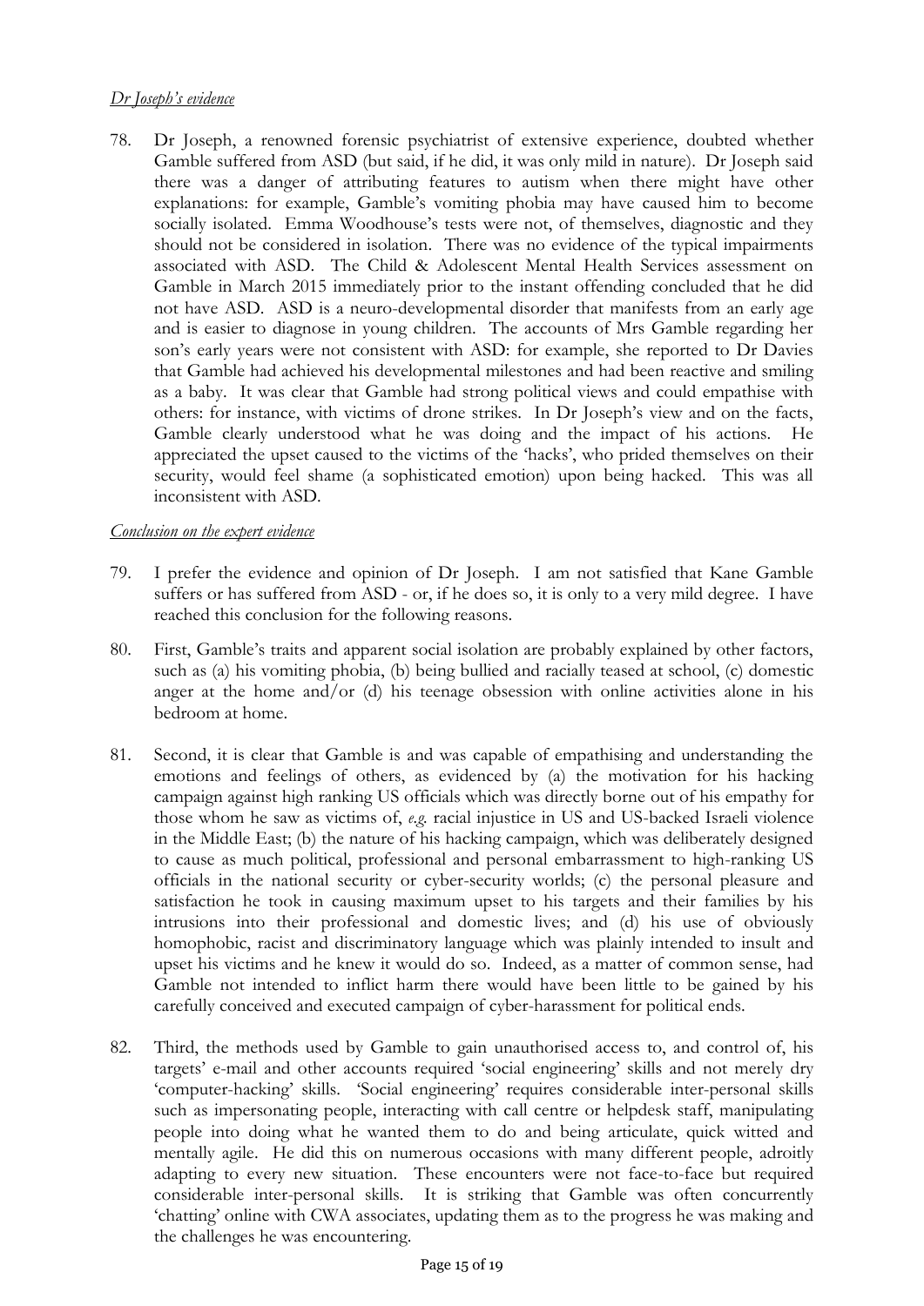*Dr Joseph's evidence*

78. Dr Joseph, a renowned forensic psychiatrist of extensive experience, doubted whether Gamble suffered from ASD (but said, if he did, it was only mild in nature). Dr Joseph said there was a danger of attributing features to autism when there might have other explanations: for example, Gamble's vomiting phobia may have caused him to become socially isolated. Emma Woodhouse's tests were not, of themselves, diagnostic and they should not be considered in isolation. There was no evidence of the typical impairments associated with ASD. The Child & Adolescent Mental Health Services assessment on Gamble in March 2015 immediately prior to the instant offending concluded that he did not have ASD. ASD is a neuro-developmental disorder that manifests from an early age and is easier to diagnose in young children. The accounts of Mrs Gamble regarding her son's early years were not consistent with ASD: for example, she reported to Dr Davies that Gamble had achieved his developmental milestones and had been reactive and smiling as a baby. It was clear that Gamble had strong political views and could empathise with others: for instance, with victims of drone strikes. In Dr Joseph's view and on the facts, Gamble clearly understood what he was doing and the impact of his actions. He appreciated the upset caused to the victims of the 'hacks', who prided themselves on their security, would feel shame (a sophisticated emotion) upon being hacked. This was all inconsistent with ASD.

*Conclusion on the expert evidence*

79. I prefer the evidence and opinion of Dr Joseph. I am not satisfied that Kane Gamble suffers or has suffered from ASD - or, if he does so, it is only to a very mild degree. I have reached this conclusion for the following reasons.

80. First, Gamble's traits and apparent social isolation are probably explained by other factors, such as (a) his vomiting phobia, (b) being bullied and racially teased at school, (c) domestic anger at the home and/or (d) his teenage obsession with online activities alone in his bedroom at home.

81. Second, it is clear that Gamble is and was capable of empathising and understanding the emotions and feelings of others, as evidenced by (a) the motivation for his hacking campaign against high ranking US officials which was directly borne out of his empathy for those whom he saw as victims of, *e.g.* racial injustice in US and US-backed Israeli violence in the Middle East; (b) the nature of his hacking campaign, which was deliberately designed to cause as much political, professional and personal embarrassment to high-ranking US officials in the national security or cyber-security worlds; (c) the personal pleasure and satisfaction he took in causing maximum upset to his targets and their families by his intrusions into their professional and domestic lives; and (d) his use of obviously homophobic, racist and discriminatory language which was plainly intended to insult and upset his victims and he knew it would do so. Indeed, as a matter of common sense, had Gamble not intended to inflict harm there would have been little to be gained by his carefully conceived and executed campaign of cyber-harassment for political ends.

82. Third, the methods used by Gamble to gain unauthorised access to, and control of, his targets' e-mail and other accounts required 'social engineering' skills and not merely dry 'computer-hacking' skills. 'Social engineering' requires considerable inter-personal skills such as impersonating people, interacting with call centre or helpdesk staff, manipulating people into doing what he wanted them to do and being articulate, quick witted and mentally agile. He did this on numerous occasions with many different people, adroitly adapting to every new situation. These encounters were not face-to-face but required considerable inter-personal skills. It is striking that Gamble was often concurrently 'chatting' online with CWA associates, updating them as to the progress he was making and the challenges he was encountering.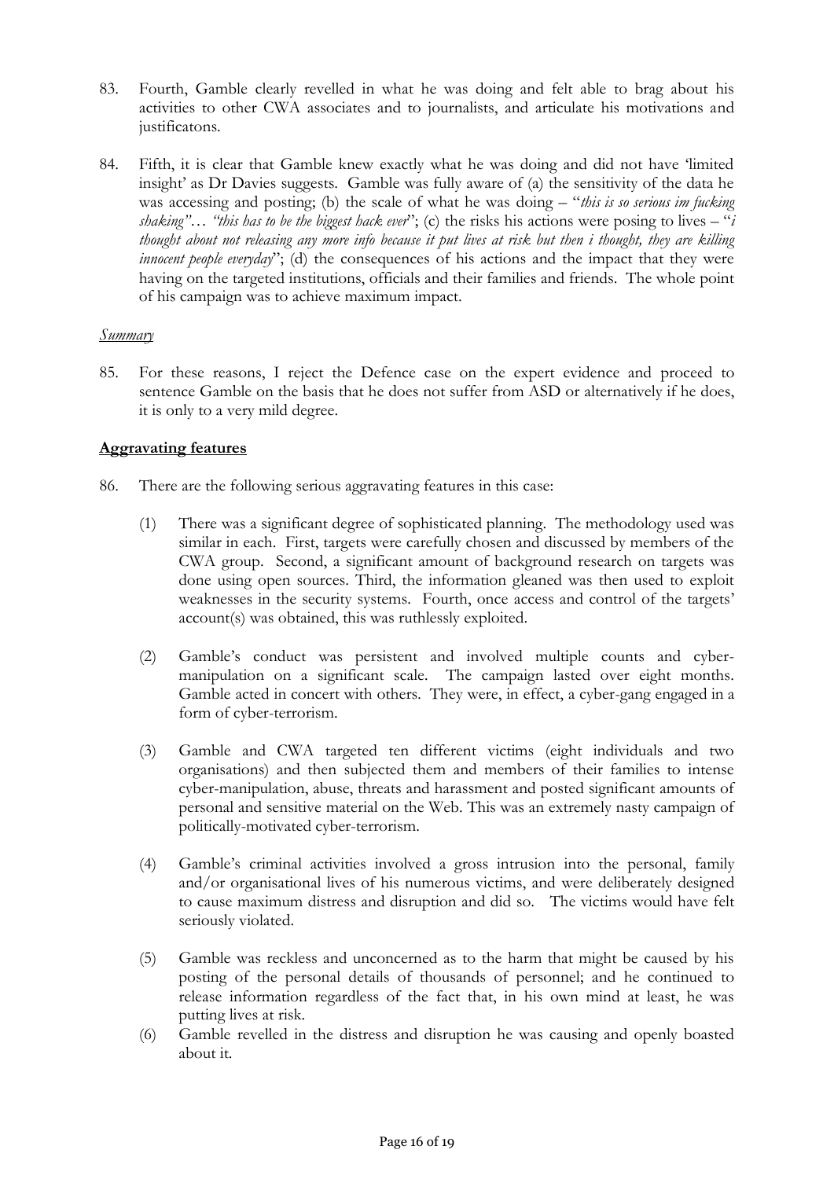83. Fourth, Gamble clearly revelled in what he was doing and felt able to brag about his activities to other CWA associates and to journalists, and articulate his motivations and justificatons.

84. Fifth, it is clear that Gamble knew exactly what he was doing and did not have 'limited insight' as Dr Davies suggests. Gamble was fully aware of (a) the sensitivity of the data he was accessing and posting; (b) the scale of what he was doing – "*this is so serious im fucking shaking"… "this has to be the biggest hack ever*"; (c) the risks his actions were posing to lives – "*i thought about not releasing any more info because it put lives at risk but then i thought, they are killing innocent people everyday*"; (d) the consequences of his actions and the impact that they were having on the targeted institutions, officials and their families and friends. The whole point of his campaign was to achieve maximum impact.

*Summary*

85. For these reasons, I reject the Defence case on the expert evidence and proceed to sentence Gamble on the basis that he does not suffer from ASD or alternatively if he does, it is only to a very mild degree.

**Aggravating features**

86. There are the following serious aggravating features in this case:

    (1) There was a significant degree of sophisticated planning. The methodology used was similar in each. First, targets were carefully chosen and discussed by members of the CWA group. Second, a significant amount of background research on targets was done using open sources. Third, the information gleaned was then used to exploit weaknesses in the security systems. Fourth, once access and control of the targets' account(s) was obtained, this was ruthlessly exploited.

    (2) Gamble's conduct was persistent and involved multiple counts and cyber-manipulation on a significant scale. The campaign lasted over eight months. Gamble acted in concert with others. They were, in effect, a cyber-gang engaged in a form of cyber-terrorism.

    (3) Gamble and CWA targeted ten different victims (eight individuals and two organisations) and then subjected them and members of their families to intense cyber-manipulation, abuse, threats and harassment and posted significant amounts of personal and sensitive material on the Web. This was an extremely nasty campaign of politically-motivated cyber-terrorism.

    (4) Gamble's criminal activities involved a gross intrusion into the personal, family and/or organisational lives of his numerous victims, and were deliberately designed to cause maximum distress and disruption and did so. The victims would have felt seriously violated.

    (5) Gamble was reckless and unconcerned as to the harm that might be caused by his posting of the personal details of thousands of personnel; and he continued to release information regardless of the fact that, in his own mind at least, he was putting lives at risk.

    (6) Gamble revelled in the distress and disruption he was causing and openly boasted about it.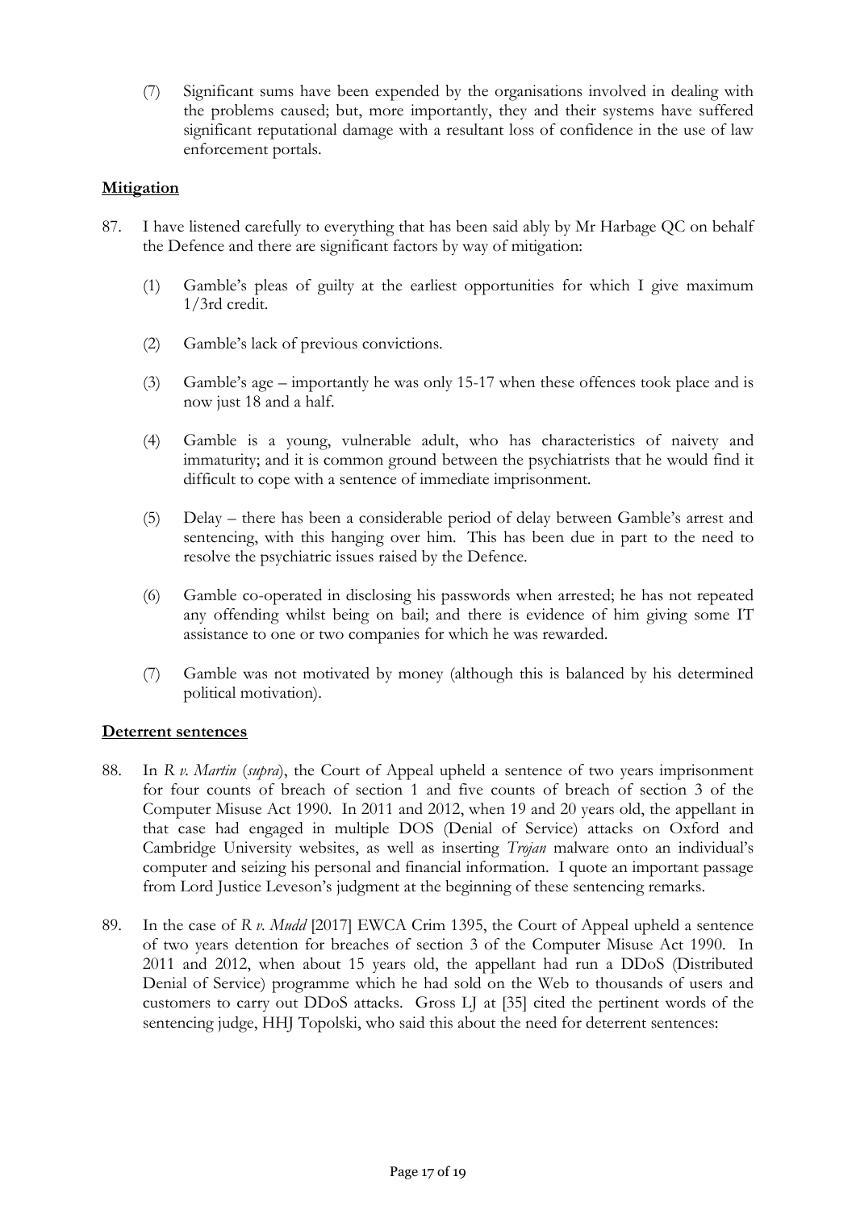(7) Significant sums have been expended by the organisations involved in dealing with the problems caused; but, more importantly, they and their systems have suffered significant reputational damage with a resultant loss of confidence in the use of law enforcement portals.

**Mitigation**

87. I have listened carefully to everything that has been said ably by Mr Harbage QC on behalf the Defence and there are significant factors by way of mitigation:

    (1) Gamble's pleas of guilty at the earliest opportunities for which I give maximum 1/3rd credit.

    (2) Gamble's lack of previous convictions.

    (3) Gamble's age – importantly he was only 15-17 when these offences took place and is now just 18 and a half.

    (4) Gamble is a young, vulnerable adult, who has characteristics of naivety and immaturity; and it is common ground between the psychiatrists that he would find it difficult to cope with a sentence of immediate imprisonment.

    (5) Delay – there has been a considerable period of delay between Gamble's arrest and sentencing, with this hanging over him. This has been due in part to the need to resolve the psychiatric issues raised by the Defence.

    (6) Gamble co-operated in disclosing his passwords when arrested; he has not repeated any offending whilst being on bail; and there is evidence of him giving some IT assistance to one or two companies for which he was rewarded.

    (7) Gamble was not motivated by money (although this is balanced by his determined political motivation).

**Deterrent sentences**

88. In *R v. Martin* (*supra*), the Court of Appeal upheld a sentence of two years imprisonment for four counts of breach of section 1 and five counts of breach of section 3 of the Computer Misuse Act 1990. In 2011 and 2012, when 19 and 20 years old, the appellant in that case had engaged in multiple DOS (Denial of Service) attacks on Oxford and Cambridge University websites, as well as inserting *Trojan* malware onto an individual's computer and seizing his personal and financial information. I quote an important passage from Lord Justice Leveson's judgment at the beginning of these sentencing remarks.

89. In the case of *R v. Mudd* [2017] EWCA Crim 1395, the Court of Appeal upheld a sentence of two years detention for breaches of section 3 of the Computer Misuse Act 1990. In 2011 and 2012, when about 15 years old, the appellant had run a DDoS (Distributed Denial of Service) programme which he had sold on the Web to thousands of users and customers to carry out DDoS attacks. Gross LJ at [35] cited the pertinent words of the sentencing judge, HHJ Topolski, who said this about the need for deterrent sentences: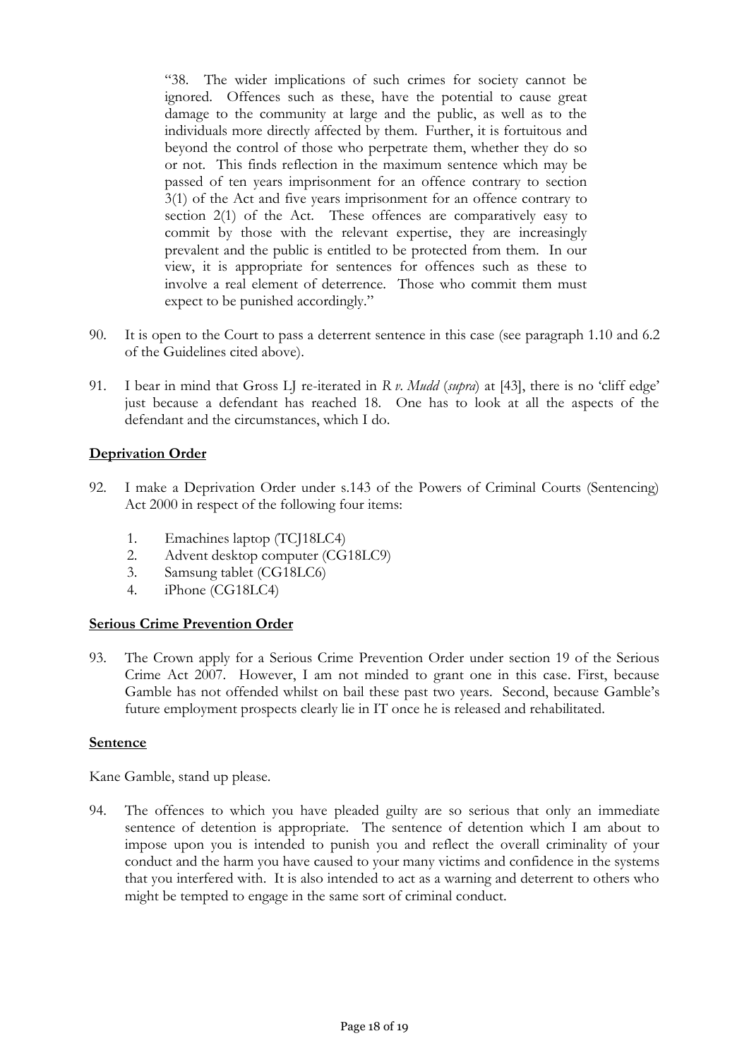> "38. The wider implications of such crimes for society cannot be ignored. Offences such as these, have the potential to cause great damage to the community at large and the public, as well as to the individuals more directly affected by them. Further, it is fortuitous and beyond the control of those who perpetrate them, whether they do so or not. This finds reflection in the maximum sentence which may be passed of ten years imprisonment for an offence contrary to section 3(1) of the Act and five years imprisonment for an offence contrary to section 2(1) of the Act. These offences are comparatively easy to commit by those with the relevant expertise, they are increasingly prevalent and the public is entitled to be protected from them. In our view, it is appropriate for sentences for offences such as these to involve a real element of deterrence. Those who commit them must expect to be punished accordingly."

90. It is open to the Court to pass a deterrent sentence in this case (see paragraph 1.10 and 6.2 of the Guidelines cited above).

91. I bear in mind that Gross LJ re-iterated in *R v. Mudd* (*supra*) at [43], there is no 'cliff edge' just because a defendant has reached 18. One has to look at all the aspects of the defendant and the circumstances, which I do.

**Deprivation Order**

92. I make a Deprivation Order under s.143 of the Powers of Criminal Courts (Sentencing) Act 2000 in respect of the following four items:

    1. Emachines laptop (TCJ18LC4)
    2. Advent desktop computer (CG18LC9)
    3. Samsung tablet (CG18LC6)
    4. iPhone (CG18LC4)

**Serious Crime Prevention Order**

93. The Crown apply for a Serious Crime Prevention Order under section 19 of the Serious Crime Act 2007. However, I am not minded to grant one in this case. First, because Gamble has not offended whilst on bail these past two years. Second, because Gamble's future employment prospects clearly lie in IT once he is released and rehabilitated.

**Sentence**

Kane Gamble, stand up please.

94. The offences to which you have pleaded guilty are so serious that only an immediate sentence of detention is appropriate. The sentence of detention which I am about to impose upon you is intended to punish you and reflect the overall criminality of your conduct and the harm you have caused to your many victims and confidence in the systems that you interfered with. It is also intended to act as a warning and deterrent to others who might be tempted to engage in the same sort of criminal conduct.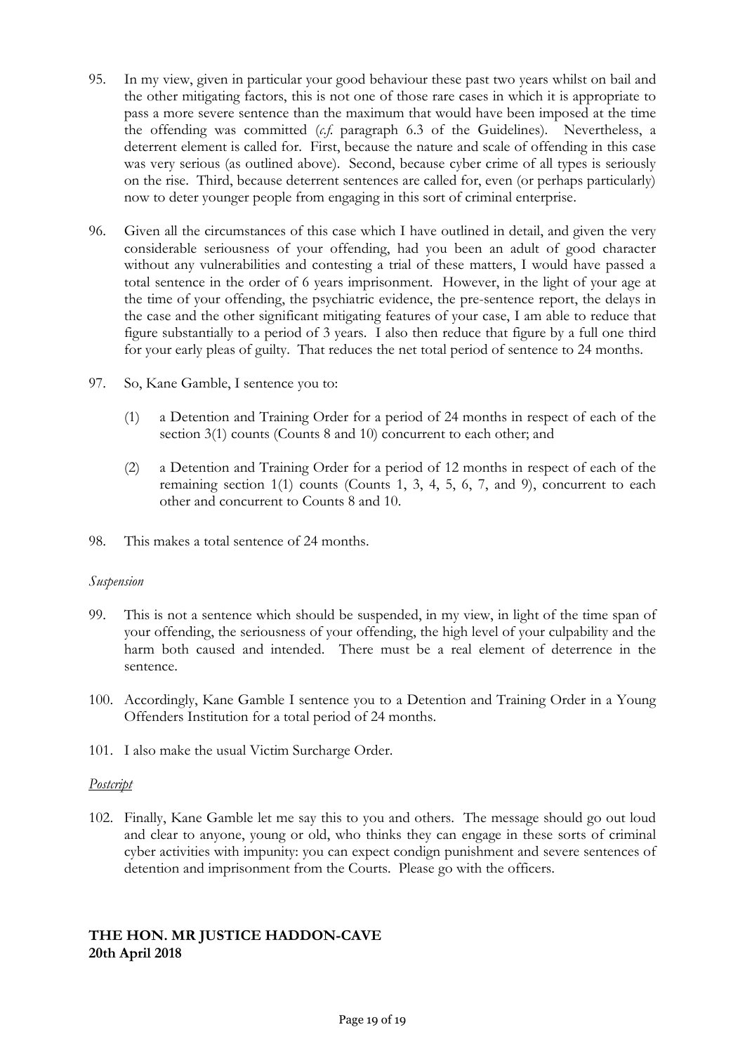95. In my view, given in particular your good behaviour these past two years whilst on bail and the other mitigating factors, this is not one of those rare cases in which it is appropriate to pass a more severe sentence than the maximum that would have been imposed at the time the offending was committed (*c.f.* paragraph 6.3 of the Guidelines). Nevertheless, a deterrent element is called for. First, because the nature and scale of offending in this case was very serious (as outlined above). Second, because cyber crime of all types is seriously on the rise. Third, because deterrent sentences are called for, even (or perhaps particularly) now to deter younger people from engaging in this sort of criminal enterprise.

96. Given all the circumstances of this case which I have outlined in detail, and given the very considerable seriousness of your offending, had you been an adult of good character without any vulnerabilities and contesting a trial of these matters, I would have passed a total sentence in the order of 6 years imprisonment. However, in the light of your age at the time of your offending, the psychiatric evidence, the pre-sentence report, the delays in the case and the other significant mitigating features of your case, I am able to reduce that figure substantially to a period of 3 years. I also then reduce that figure by a full one third for your early pleas of guilty. That reduces the net total period of sentence to 24 months.

97. So, Kane Gamble, I sentence you to:

    (1) a Detention and Training Order for a period of 24 months in respect of each of the section 3(1) counts (Counts 8 and 10) concurrent to each other; and

    (2) a Detention and Training Order for a period of 12 months in respect of each of the remaining section 1(1) counts (Counts 1, 3, 4, 5, 6, 7, and 9), concurrent to each other and concurrent to Counts 8 and 10.

98. This makes a total sentence of 24 months.

*Suspension*

99. This is not a sentence which should be suspended, in my view, in light of the time span of your offending, the seriousness of your offending, the high level of your culpability and the harm both caused and intended. There must be a real element of deterrence in the sentence.

100. Accordingly, Kane Gamble I sentence you to a Detention and Training Order in a Young Offenders Institution for a total period of 24 months.

101. I also make the usual Victim Surcharge Order.

*Postcript*

102. Finally, Kane Gamble let me say this to you and others. The message should go out loud and clear to anyone, young or old, who thinks they can engage in these sorts of criminal cyber activities with impunity: you can expect condign punishment and severe sentences of detention and imprisonment from the Courts. Please go with the officers.

**THE HON. MR JUSTICE HADDON-CAVE**
**20th April 2018**